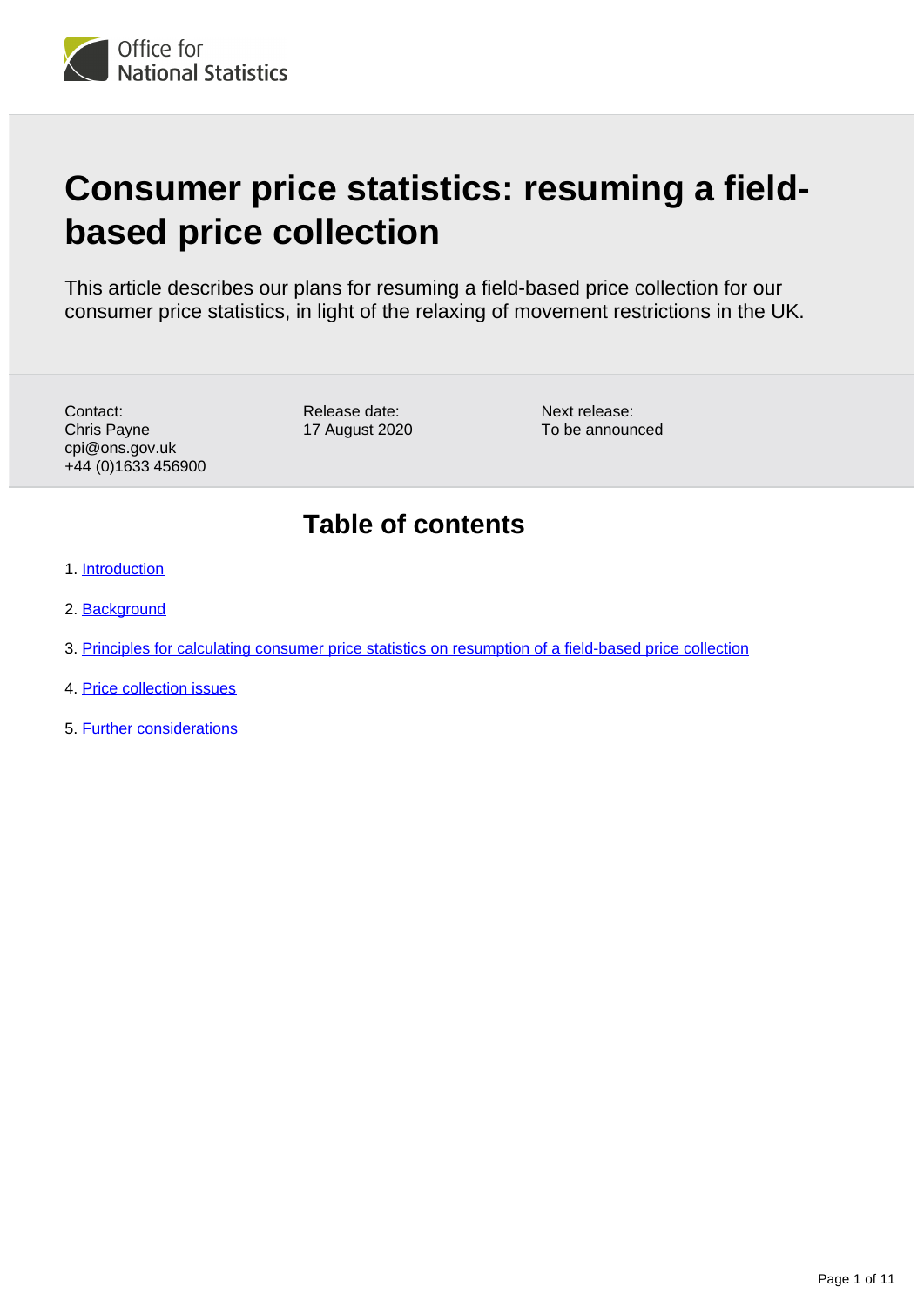Office for National Statistics

# Consumer price statistics: resuming a field-based price collection

This article describes our plans for resuming a field-based price collection for our consumer price statistics, in light of the relaxing of movement restrictions in the UK.

Contact:
Chris Payne
cpi@ons.gov.uk
+44 (0)1633 456900

Release date:
17 August 2020

Next release:
To be announced

## Table of contents

1. Introduction
2. Background
3. Principles for calculating consumer price statistics on resumption of a field-based price collection
4. Price collection issues
5. Further considerations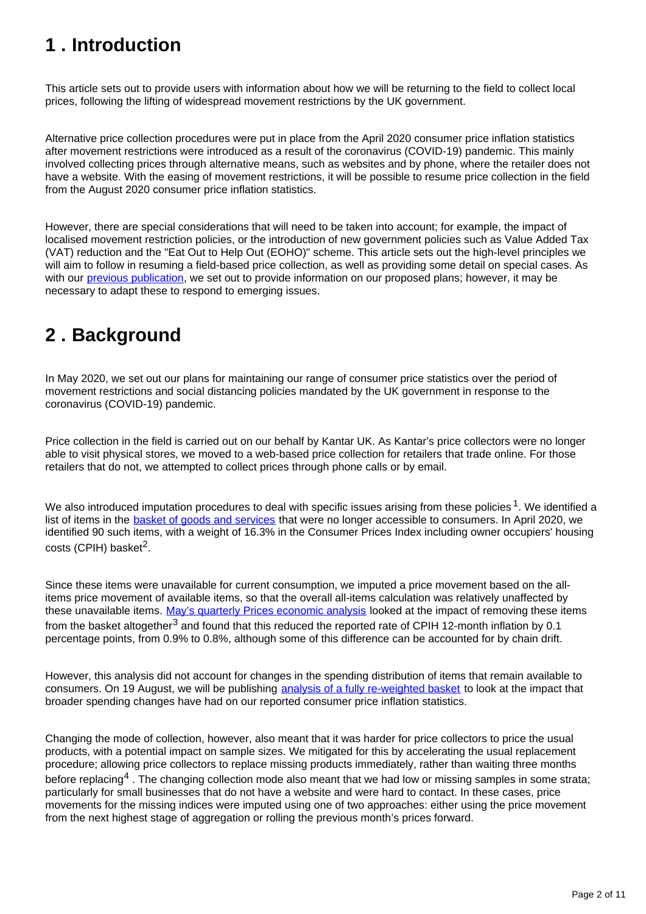## 1 . Introduction

This article sets out to provide users with information about how we will be returning to the field to collect local prices, following the lifting of widespread movement restrictions by the UK government.

Alternative price collection procedures were put in place from the April 2020 consumer price inflation statistics after movement restrictions were introduced as a result of the coronavirus (COVID-19) pandemic. This mainly involved collecting prices through alternative means, such as websites and by phone, where the retailer does not have a website. With the easing of movement restrictions, it will be possible to resume price collection in the field from the August 2020 consumer price inflation statistics.

However, there are special considerations that will need to be taken into account; for example, the impact of localised movement restriction policies, or the introduction of new government policies such as Value Added Tax (VAT) reduction and the "Eat Out to Help Out (EOHO)" scheme. This article sets out the high-level principles we will aim to follow in resuming a field-based price collection, as well as providing some detail on special cases. As with our previous publication, we set out to provide information on our proposed plans; however, it may be necessary to adapt these to respond to emerging issues.

## 2 . Background

In May 2020, we set out our plans for maintaining our range of consumer price statistics over the period of movement restrictions and social distancing policies mandated by the UK government in response to the coronavirus (COVID-19) pandemic.

Price collection in the field is carried out on our behalf by Kantar UK. As Kantar's price collectors were no longer able to visit physical stores, we moved to a web-based price collection for retailers that trade online. For those retailers that do not, we attempted to collect prices through phone calls or by email.

We also introduced imputation procedures to deal with specific issues arising from these policies [1]. We identified a list of items in the basket of goods and services that were no longer accessible to consumers. In April 2020, we identified 90 such items, with a weight of 16.3% in the Consumer Prices Index including owner occupiers' housing costs (CPIH) basket[2].

Since these items were unavailable for current consumption, we imputed a price movement based on the all-items price movement of available items, so that the overall all-items calculation was relatively unaffected by these unavailable items. May's quarterly Prices economic analysis looked at the impact of removing these items from the basket altogether[3] and found that this reduced the reported rate of CPIH 12-month inflation by 0.1 percentage points, from 0.9% to 0.8%, although some of this difference can be accounted for by chain drift.

However, this analysis did not account for changes in the spending distribution of items that remain available to consumers. On 19 August, we will be publishing analysis of a fully re-weighted basket to look at the impact that broader spending changes have had on our reported consumer price inflation statistics.

Changing the mode of collection, however, also meant that it was harder for price collectors to price the usual products, with a potential impact on sample sizes. We mitigated for this by accelerating the usual replacement procedure; allowing price collectors to replace missing products immediately, rather than waiting three months before replacing[4] . The changing collection mode also meant that we had low or missing samples in some strata; particularly for small businesses that do not have a website and were hard to contact. In these cases, price movements for the missing indices were imputed using one of two approaches: either using the price movement from the next highest stage of aggregation or rolling the previous month's prices forward.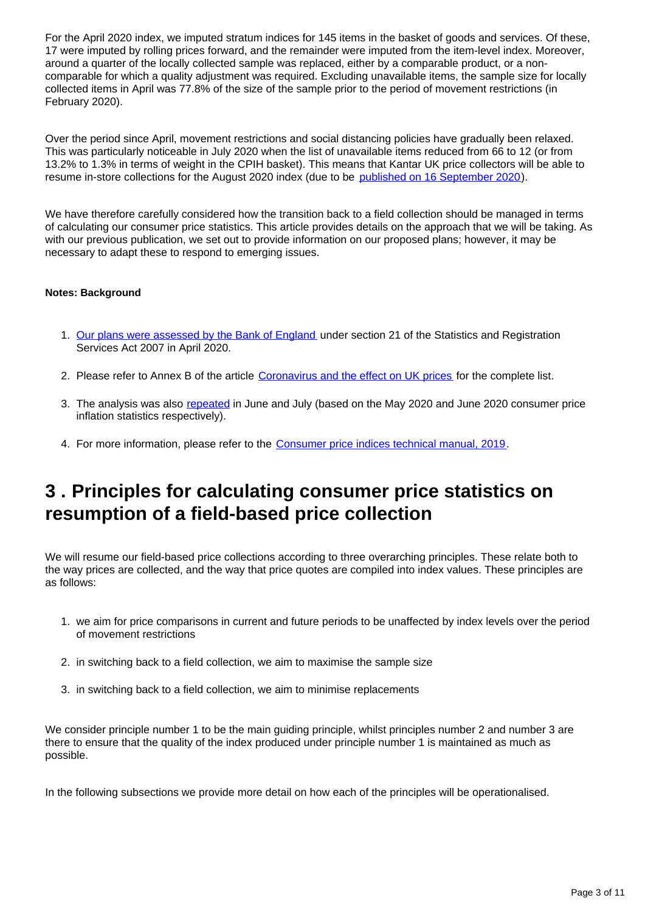For the April 2020 index, we imputed stratum indices for 145 items in the basket of goods and services. Of these, 17 were imputed by rolling prices forward, and the remainder were imputed from the item-level index. Moreover, around a quarter of the locally collected sample was replaced, either by a comparable product, or a non-comparable for which a quality adjustment was required. Excluding unavailable items, the sample size for locally collected items in April was 77.8% of the size of the sample prior to the period of movement restrictions (in February 2020).

Over the period since April, movement restrictions and social distancing policies have gradually been relaxed. This was particularly noticeable in July 2020 when the list of unavailable items reduced from 66 to 12 (or from 13.2% to 1.3% in terms of weight in the CPIH basket). This means that Kantar UK price collectors will be able to resume in-store collections for the August 2020 index (due to be published on 16 September 2020).

We have therefore carefully considered how the transition back to a field collection should be managed in terms of calculating our consumer price statistics. This article provides details on the approach that we will be taking. As with our previous publication, we set out to provide information on our proposed plans; however, it may be necessary to adapt these to respond to emerging issues.

**Notes: Background**

1. Our plans were assessed by the Bank of England under section 21 of the Statistics and Registration Services Act 2007 in April 2020.
2. Please refer to Annex B of the article Coronavirus and the effect on UK prices for the complete list.
3. The analysis was also repeated in June and July (based on the May 2020 and June 2020 consumer price inflation statistics respectively).
4. For more information, please refer to the Consumer price indices technical manual, 2019.

## 3 . Principles for calculating consumer price statistics on resumption of a field-based price collection

We will resume our field-based price collections according to three overarching principles. These relate both to the way prices are collected, and the way that price quotes are compiled into index values. These principles are as follows:

1. we aim for price comparisons in current and future periods to be unaffected by index levels over the period of movement restrictions
2. in switching back to a field collection, we aim to maximise the sample size
3. in switching back to a field collection, we aim to minimise replacements

We consider principle number 1 to be the main guiding principle, whilst principles number 2 and number 3 are there to ensure that the quality of the index produced under principle number 1 is maintained as much as possible.

In the following subsections we provide more detail on how each of the principles will be operationalised.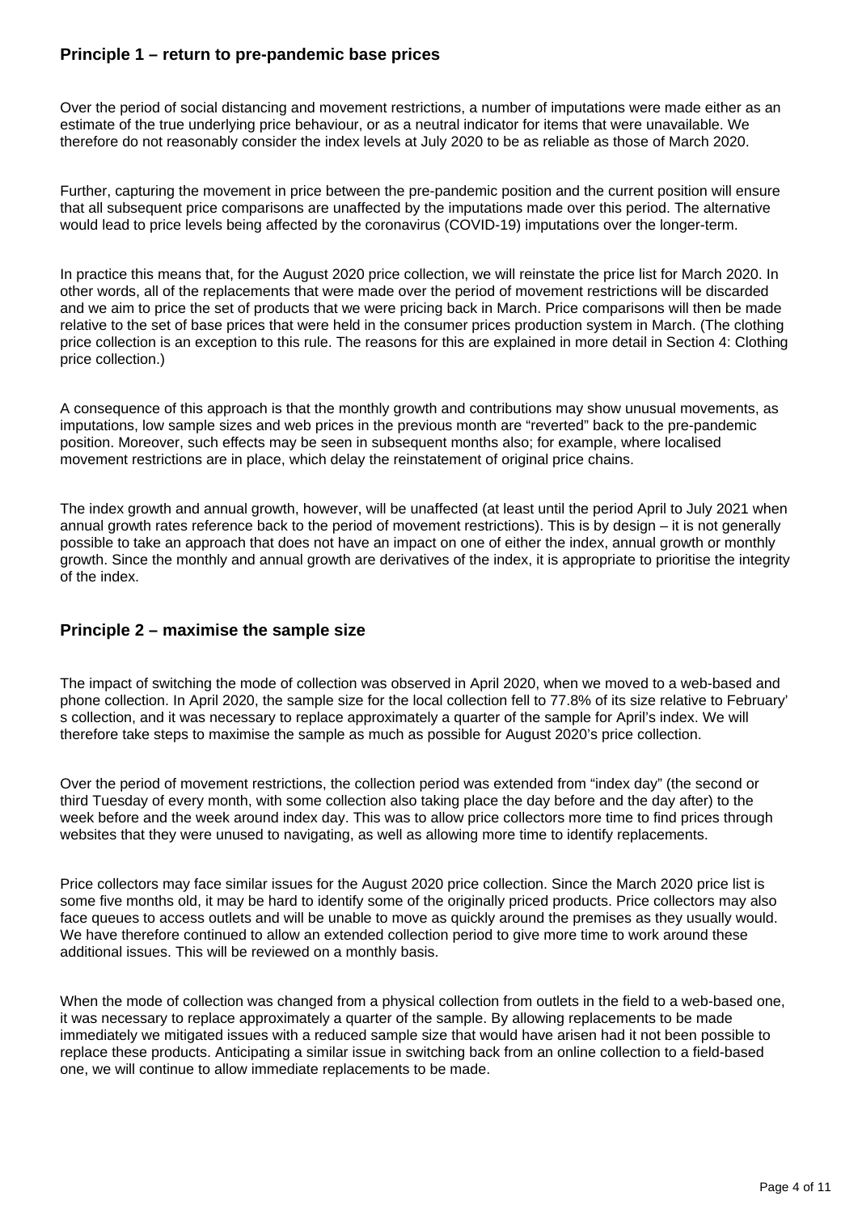### Principle 1 – return to pre-pandemic base prices

Over the period of social distancing and movement restrictions, a number of imputations were made either as an estimate of the true underlying price behaviour, or as a neutral indicator for items that were unavailable. We therefore do not reasonably consider the index levels at July 2020 to be as reliable as those of March 2020.

Further, capturing the movement in price between the pre-pandemic position and the current position will ensure that all subsequent price comparisons are unaffected by the imputations made over this period. The alternative would lead to price levels being affected by the coronavirus (COVID-19) imputations over the longer-term.

In practice this means that, for the August 2020 price collection, we will reinstate the price list for March 2020. In other words, all of the replacements that were made over the period of movement restrictions will be discarded and we aim to price the set of products that we were pricing back in March. Price comparisons will then be made relative to the set of base prices that were held in the consumer prices production system in March. (The clothing price collection is an exception to this rule. The reasons for this are explained in more detail in Section 4: Clothing price collection.)

A consequence of this approach is that the monthly growth and contributions may show unusual movements, as imputations, low sample sizes and web prices in the previous month are "reverted" back to the pre-pandemic position. Moreover, such effects may be seen in subsequent months also; for example, where localised movement restrictions are in place, which delay the reinstatement of original price chains.

The index growth and annual growth, however, will be unaffected (at least until the period April to July 2021 when annual growth rates reference back to the period of movement restrictions). This is by design – it is not generally possible to take an approach that does not have an impact on one of either the index, annual growth or monthly growth. Since the monthly and annual growth are derivatives of the index, it is appropriate to prioritise the integrity of the index.

### Principle 2 – maximise the sample size

The impact of switching the mode of collection was observed in April 2020, when we moved to a web-based and phone collection. In April 2020, the sample size for the local collection fell to 77.8% of its size relative to February's collection, and it was necessary to replace approximately a quarter of the sample for April's index. We will therefore take steps to maximise the sample as much as possible for August 2020's price collection.

Over the period of movement restrictions, the collection period was extended from "index day" (the second or third Tuesday of every month, with some collection also taking place the day before and the day after) to the week before and the week around index day. This was to allow price collectors more time to find prices through websites that they were unused to navigating, as well as allowing more time to identify replacements.

Price collectors may face similar issues for the August 2020 price collection. Since the March 2020 price list is some five months old, it may be hard to identify some of the originally priced products. Price collectors may also face queues to access outlets and will be unable to move as quickly around the premises as they usually would. We have therefore continued to allow an extended collection period to give more time to work around these additional issues. This will be reviewed on a monthly basis.

When the mode of collection was changed from a physical collection from outlets in the field to a web-based one, it was necessary to replace approximately a quarter of the sample. By allowing replacements to be made immediately we mitigated issues with a reduced sample size that would have arisen had it not been possible to replace these products. Anticipating a similar issue in switching back from an online collection to a field-based one, we will continue to allow immediate replacements to be made.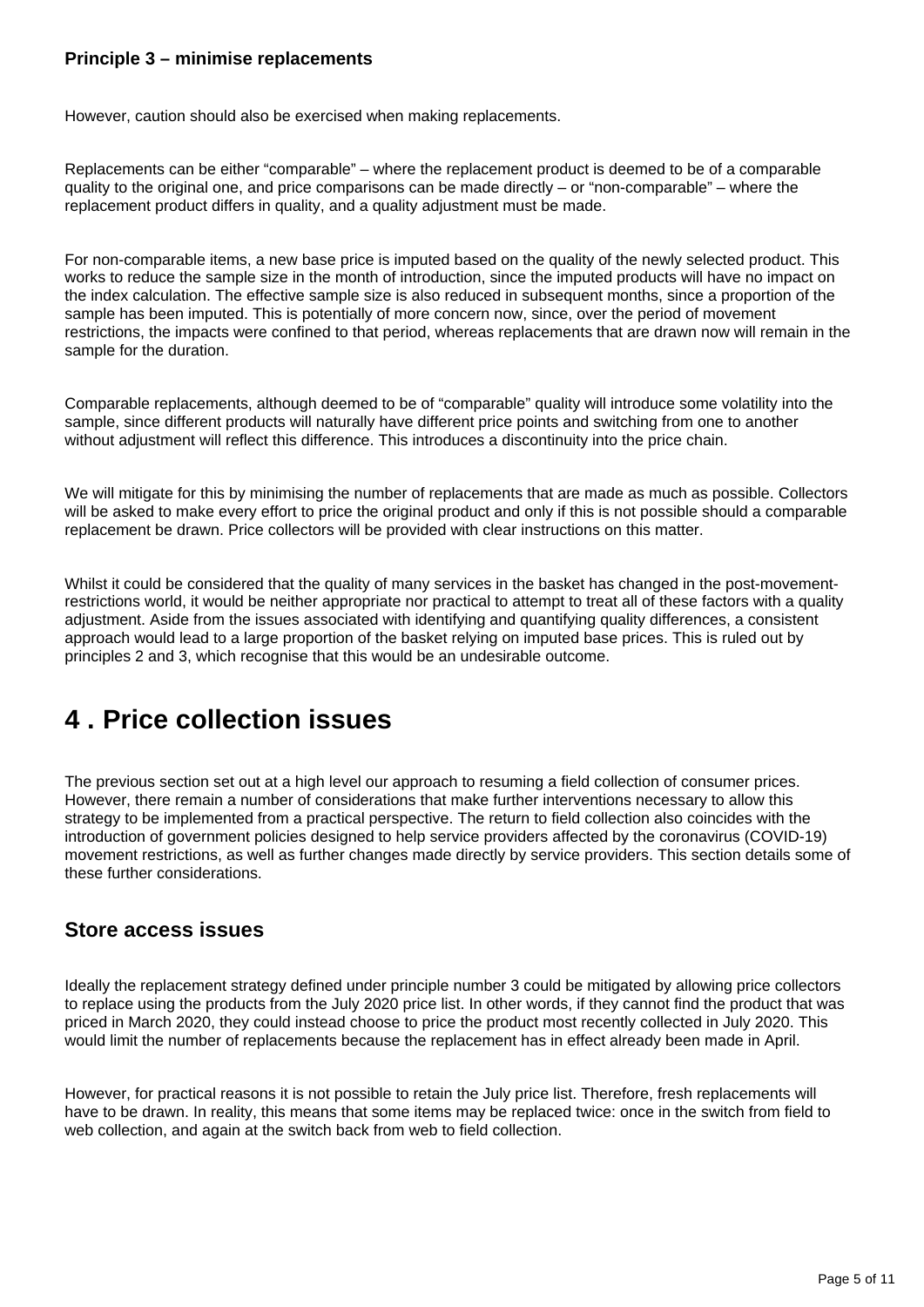**Principle 3 – minimise replacements**

However, caution should also be exercised when making replacements.

Replacements can be either "comparable" – where the replacement product is deemed to be of a comparable quality to the original one, and price comparisons can be made directly – or "non-comparable" – where the replacement product differs in quality, and a quality adjustment must be made.

For non-comparable items, a new base price is imputed based on the quality of the newly selected product. This works to reduce the sample size in the month of introduction, since the imputed products will have no impact on the index calculation. The effective sample size is also reduced in subsequent months, since a proportion of the sample has been imputed. This is potentially of more concern now, since, over the period of movement restrictions, the impacts were confined to that period, whereas replacements that are drawn now will remain in the sample for the duration.

Comparable replacements, although deemed to be of "comparable" quality will introduce some volatility into the sample, since different products will naturally have different price points and switching from one to another without adjustment will reflect this difference. This introduces a discontinuity into the price chain.

We will mitigate for this by minimising the number of replacements that are made as much as possible. Collectors will be asked to make every effort to price the original product and only if this is not possible should a comparable replacement be drawn. Price collectors will be provided with clear instructions on this matter.

Whilst it could be considered that the quality of many services in the basket has changed in the post-movement-restrictions world, it would be neither appropriate nor practical to attempt to treat all of these factors with a quality adjustment. Aside from the issues associated with identifying and quantifying quality differences, a consistent approach would lead to a large proportion of the basket relying on imputed base prices. This is ruled out by principles 2 and 3, which recognise that this would be an undesirable outcome.

# 4 . Price collection issues

The previous section set out at a high level our approach to resuming a field collection of consumer prices. However, there remain a number of considerations that make further interventions necessary to allow this strategy to be implemented from a practical perspective. The return to field collection also coincides with the introduction of government policies designed to help service providers affected by the coronavirus (COVID-19) movement restrictions, as well as further changes made directly by service providers. This section details some of these further considerations.

## Store access issues

Ideally the replacement strategy defined under principle number 3 could be mitigated by allowing price collectors to replace using the products from the July 2020 price list. In other words, if they cannot find the product that was priced in March 2020, they could instead choose to price the product most recently collected in July 2020. This would limit the number of replacements because the replacement has in effect already been made in April.

However, for practical reasons it is not possible to retain the July price list. Therefore, fresh replacements will have to be drawn. In reality, this means that some items may be replaced twice: once in the switch from field to web collection, and again at the switch back from web to field collection.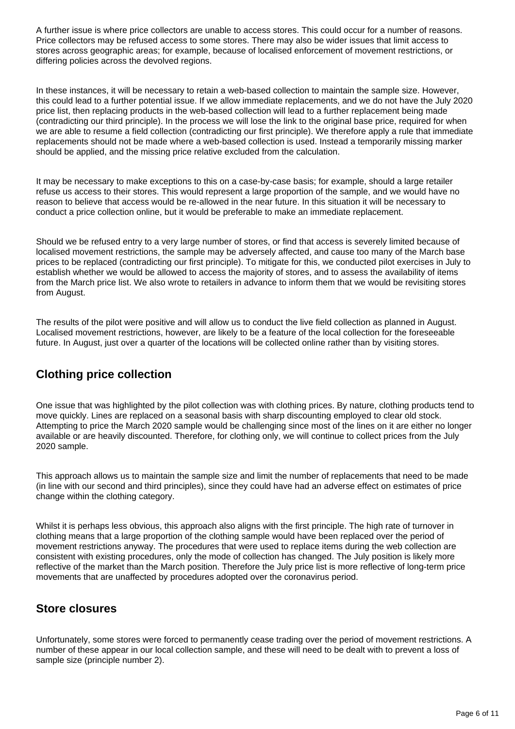A further issue is where price collectors are unable to access stores. This could occur for a number of reasons. Price collectors may be refused access to some stores. There may also be wider issues that limit access to stores across geographic areas; for example, because of localised enforcement of movement restrictions, or differing policies across the devolved regions.

In these instances, it will be necessary to retain a web-based collection to maintain the sample size. However, this could lead to a further potential issue. If we allow immediate replacements, and we do not have the July 2020 price list, then replacing products in the web-based collection will lead to a further replacement being made (contradicting our third principle). In the process we will lose the link to the original base price, required for when we are able to resume a field collection (contradicting our first principle). We therefore apply a rule that immediate replacements should not be made where a web-based collection is used. Instead a temporarily missing marker should be applied, and the missing price relative excluded from the calculation.

It may be necessary to make exceptions to this on a case-by-case basis; for example, should a large retailer refuse us access to their stores. This would represent a large proportion of the sample, and we would have no reason to believe that access would be re-allowed in the near future. In this situation it will be necessary to conduct a price collection online, but it would be preferable to make an immediate replacement.

Should we be refused entry to a very large number of stores, or find that access is severely limited because of localised movement restrictions, the sample may be adversely affected, and cause too many of the March base prices to be replaced (contradicting our first principle). To mitigate for this, we conducted pilot exercises in July to establish whether we would be allowed to access the majority of stores, and to assess the availability of items from the March price list. We also wrote to retailers in advance to inform them that we would be revisiting stores from August.

The results of the pilot were positive and will allow us to conduct the live field collection as planned in August. Localised movement restrictions, however, are likely to be a feature of the local collection for the foreseeable future. In August, just over a quarter of the locations will be collected online rather than by visiting stores.

## Clothing price collection

One issue that was highlighted by the pilot collection was with clothing prices. By nature, clothing products tend to move quickly. Lines are replaced on a seasonal basis with sharp discounting employed to clear old stock. Attempting to price the March 2020 sample would be challenging since most of the lines on it are either no longer available or are heavily discounted. Therefore, for clothing only, we will continue to collect prices from the July 2020 sample.

This approach allows us to maintain the sample size and limit the number of replacements that need to be made (in line with our second and third principles), since they could have had an adverse effect on estimates of price change within the clothing category.

Whilst it is perhaps less obvious, this approach also aligns with the first principle. The high rate of turnover in clothing means that a large proportion of the clothing sample would have been replaced over the period of movement restrictions anyway. The procedures that were used to replace items during the web collection are consistent with existing procedures, only the mode of collection has changed. The July position is likely more reflective of the market than the March position. Therefore the July price list is more reflective of long-term price movements that are unaffected by procedures adopted over the coronavirus period.

## Store closures

Unfortunately, some stores were forced to permanently cease trading over the period of movement restrictions. A number of these appear in our local collection sample, and these will need to be dealt with to prevent a loss of sample size (principle number 2).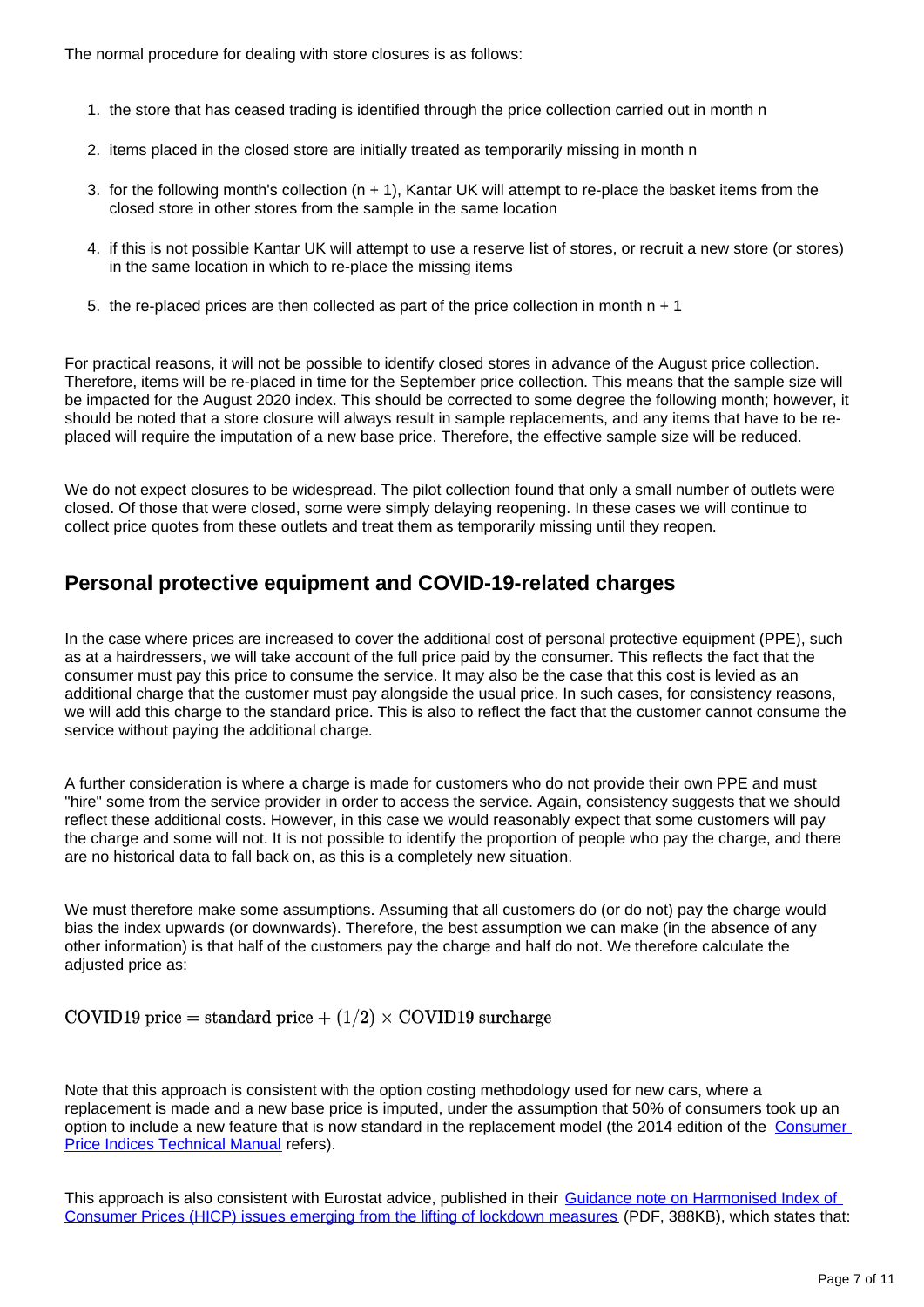The normal procedure for dealing with store closures is as follows:

1. the store that has ceased trading is identified through the price collection carried out in month n
2. items placed in the closed store are initially treated as temporarily missing in month n
3. for the following month's collection (n + 1), Kantar UK will attempt to re-place the basket items from the closed store in other stores from the sample in the same location
4. if this is not possible Kantar UK will attempt to use a reserve list of stores, or recruit a new store (or stores) in the same location in which to re-place the missing items
5. the re-placed prices are then collected as part of the price collection in month n + 1

For practical reasons, it will not be possible to identify closed stores in advance of the August price collection. Therefore, items will be re-placed in time for the September price collection. This means that the sample size will be impacted for the August 2020 index. This should be corrected to some degree the following month; however, it should be noted that a store closure will always result in sample replacements, and any items that have to be re-placed will require the imputation of a new base price. Therefore, the effective sample size will be reduced.

We do not expect closures to be widespread. The pilot collection found that only a small number of outlets were closed. Of those that were closed, some were simply delaying reopening. In these cases we will continue to collect price quotes from these outlets and treat them as temporarily missing until they reopen.

## Personal protective equipment and COVID-19-related charges

In the case where prices are increased to cover the additional cost of personal protective equipment (PPE), such as at a hairdressers, we will take account of the full price paid by the consumer. This reflects the fact that the consumer must pay this price to consume the service. It may also be the case that this cost is levied as an additional charge that the customer must pay alongside the usual price. In such cases, for consistency reasons, we will add this charge to the standard price. This is also to reflect the fact that the customer cannot consume the service without paying the additional charge.

A further consideration is where a charge is made for customers who do not provide their own PPE and must "hire" some from the service provider in order to access the service. Again, consistency suggests that we should reflect these additional costs. However, in this case we would reasonably expect that some customers will pay the charge and some will not. It is not possible to identify the proportion of people who pay the charge, and there are no historical data to fall back on, as this is a completely new situation.

We must therefore make some assumptions. Assuming that all customers do (or do not) pay the charge would bias the index upwards (or downwards). Therefore, the best assumption we can make (in the absence of any other information) is that half of the customers pay the charge and half do not. We therefore calculate the adjusted price as:

$$\text{COVID19 price} = \text{standard price} + (1/2) \times \text{COVID19 surcharge}$$

Note that this approach is consistent with the option costing methodology used for new cars, where a replacement is made and a new base price is imputed, under the assumption that 50% of consumers took up an option to include a new feature that is now standard in the replacement model (the 2014 edition of the Consumer Price Indices Technical Manual refers).

This approach is also consistent with Eurostat advice, published in their Guidance note on Harmonised Index of Consumer Prices (HICP) issues emerging from the lifting of lockdown measures (PDF, 388KB), which states that: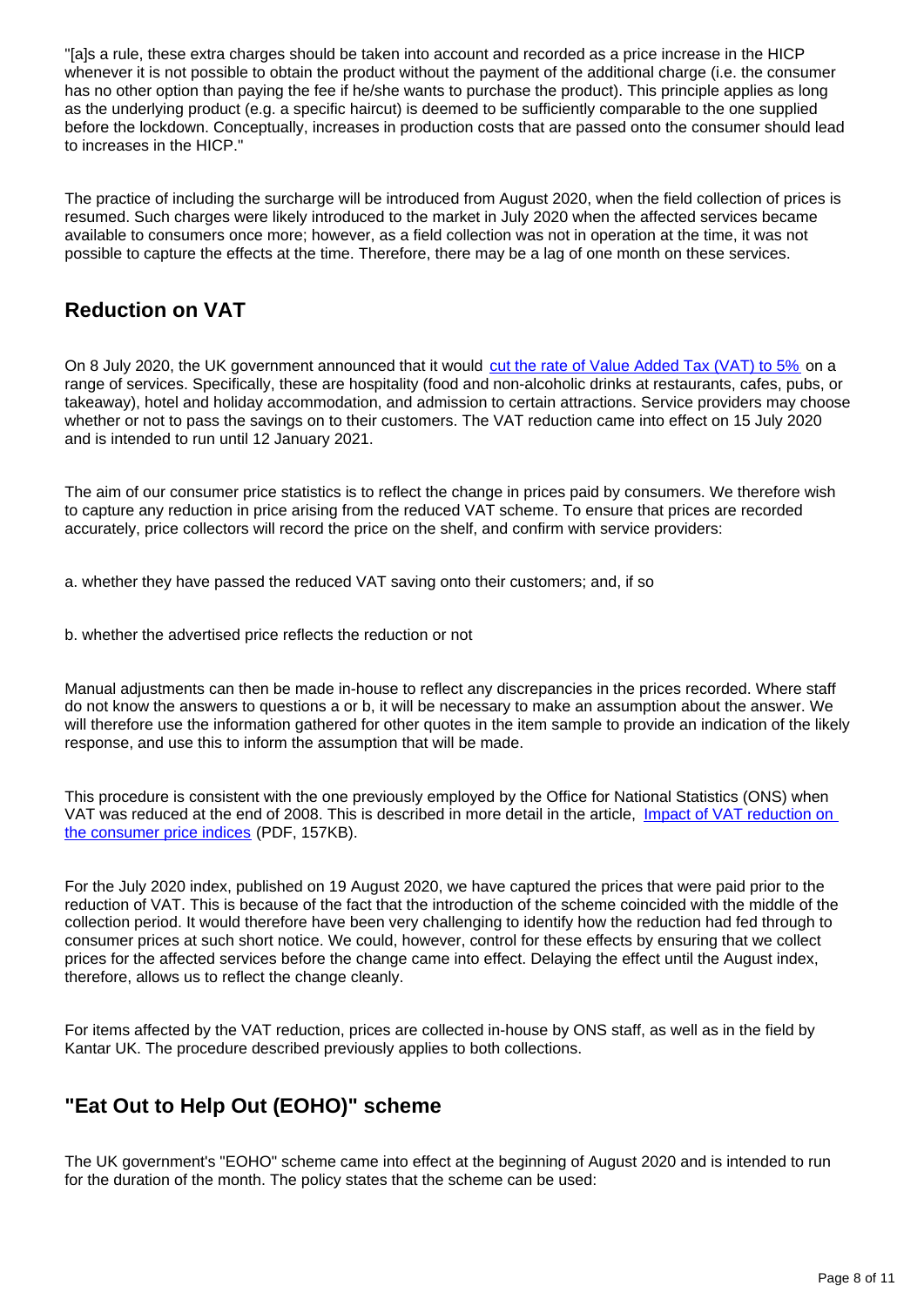"[a]s a rule, these extra charges should be taken into account and recorded as a price increase in the HICP whenever it is not possible to obtain the product without the payment of the additional charge (i.e. the consumer has no other option than paying the fee if he/she wants to purchase the product). This principle applies as long as the underlying product (e.g. a specific haircut) is deemed to be sufficiently comparable to the one supplied before the lockdown. Conceptually, increases in production costs that are passed onto the consumer should lead to increases in the HICP."

The practice of including the surcharge will be introduced from August 2020, when the field collection of prices is resumed. Such charges were likely introduced to the market in July 2020 when the affected services became available to consumers once more; however, as a field collection was not in operation at the time, it was not possible to capture the effects at the time. Therefore, there may be a lag of one month on these services.

## Reduction on VAT

On 8 July 2020, the UK government announced that it would cut the rate of Value Added Tax (VAT) to 5% on a range of services. Specifically, these are hospitality (food and non-alcoholic drinks at restaurants, cafes, pubs, or takeaway), hotel and holiday accommodation, and admission to certain attractions. Service providers may choose whether or not to pass the savings on to their customers. The VAT reduction came into effect on 15 July 2020 and is intended to run until 12 January 2021.

The aim of our consumer price statistics is to reflect the change in prices paid by consumers. We therefore wish to capture any reduction in price arising from the reduced VAT scheme. To ensure that prices are recorded accurately, price collectors will record the price on the shelf, and confirm with service providers:

a. whether they have passed the reduced VAT saving onto their customers; and, if so

b. whether the advertised price reflects the reduction or not

Manual adjustments can then be made in-house to reflect any discrepancies in the prices recorded. Where staff do not know the answers to questions a or b, it will be necessary to make an assumption about the answer. We will therefore use the information gathered for other quotes in the item sample to provide an indication of the likely response, and use this to inform the assumption that will be made.

This procedure is consistent with the one previously employed by the Office for National Statistics (ONS) when VAT was reduced at the end of 2008. This is described in more detail in the article, Impact of VAT reduction on the consumer price indices (PDF, 157KB).

For the July 2020 index, published on 19 August 2020, we have captured the prices that were paid prior to the reduction of VAT. This is because of the fact that the introduction of the scheme coincided with the middle of the collection period. It would therefore have been very challenging to identify how the reduction had fed through to consumer prices at such short notice. We could, however, control for these effects by ensuring that we collect prices for the affected services before the change came into effect. Delaying the effect until the August index, therefore, allows us to reflect the change cleanly.

For items affected by the VAT reduction, prices are collected in-house by ONS staff, as well as in the field by Kantar UK. The procedure described previously applies to both collections.

## "Eat Out to Help Out (EOHO)" scheme

The UK government's "EOHO" scheme came into effect at the beginning of August 2020 and is intended to run for the duration of the month. The policy states that the scheme can be used: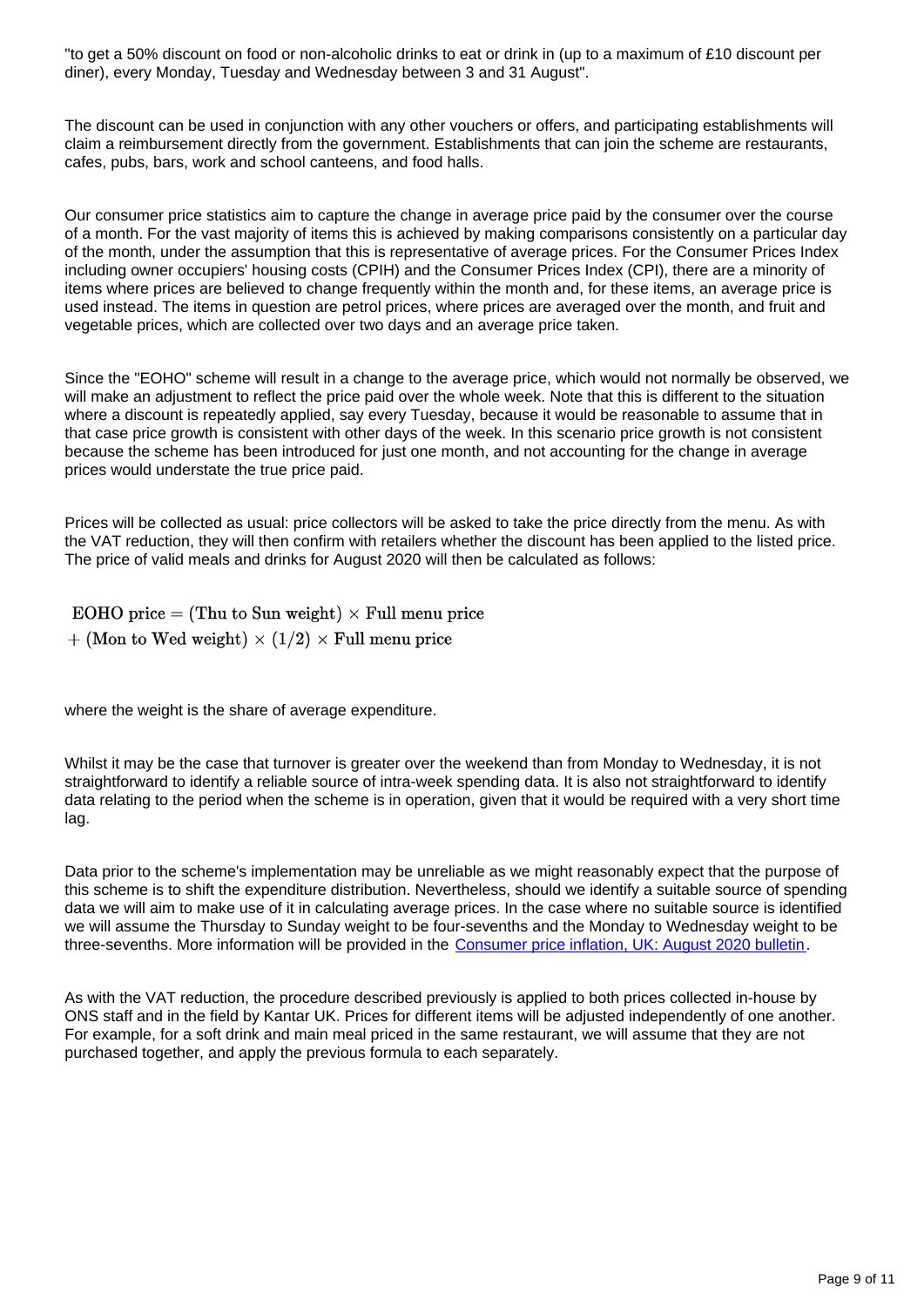"to get a 50% discount on food or non-alcoholic drinks to eat or drink in (up to a maximum of £10 discount per diner), every Monday, Tuesday and Wednesday between 3 and 31 August".

The discount can be used in conjunction with any other vouchers or offers, and participating establishments will claim a reimbursement directly from the government. Establishments that can join the scheme are restaurants, cafes, pubs, bars, work and school canteens, and food halls.

Our consumer price statistics aim to capture the change in average price paid by the consumer over the course of a month. For the vast majority of items this is achieved by making comparisons consistently on a particular day of the month, under the assumption that this is representative of average prices. For the Consumer Prices Index including owner occupiers' housing costs (CPIH) and the Consumer Prices Index (CPI), there are a minority of items where prices are believed to change frequently within the month and, for these items, an average price is used instead. The items in question are petrol prices, where prices are averaged over the month, and fruit and vegetable prices, which are collected over two days and an average price taken.

Since the "EOHO" scheme will result in a change to the average price, which would not normally be observed, we will make an adjustment to reflect the price paid over the whole week. Note that this is different to the situation where a discount is repeatedly applied, say every Tuesday, because it would be reasonable to assume that in that case price growth is consistent with other days of the week. In this scenario price growth is not consistent because the scheme has been introduced for just one month, and not accounting for the change in average prices would understate the true price paid.

Prices will be collected as usual: price collectors will be asked to take the price directly from the menu. As with the VAT reduction, they will then confirm with retailers whether the discount has been applied to the listed price. The price of valid meals and drinks for August 2020 will then be calculated as follows:

$$\text{EOHO price} = (\text{Thu to Sun weight}) \times \text{Full menu price} + (\text{Mon to Wed weight}) \times (1/2) \times \text{Full menu price}$$

where the weight is the share of average expenditure.

Whilst it may be the case that turnover is greater over the weekend than from Monday to Wednesday, it is not straightforward to identify a reliable source of intra-week spending data. It is also not straightforward to identify data relating to the period when the scheme is in operation, given that it would be required with a very short time lag.

Data prior to the scheme's implementation may be unreliable as we might reasonably expect that the purpose of this scheme is to shift the expenditure distribution. Nevertheless, should we identify a suitable source of spending data we will aim to make use of it in calculating average prices. In the case where no suitable source is identified we will assume the Thursday to Sunday weight to be four-sevenths and the Monday to Wednesday weight to be three-sevenths. More information will be provided in the [Consumer price inflation, UK: August 2020 bulletin](#).

As with the VAT reduction, the procedure described previously is applied to both prices collected in-house by ONS staff and in the field by Kantar UK. Prices for different items will be adjusted independently of one another. For example, for a soft drink and main meal priced in the same restaurant, we will assume that they are not purchased together, and apply the previous formula to each separately.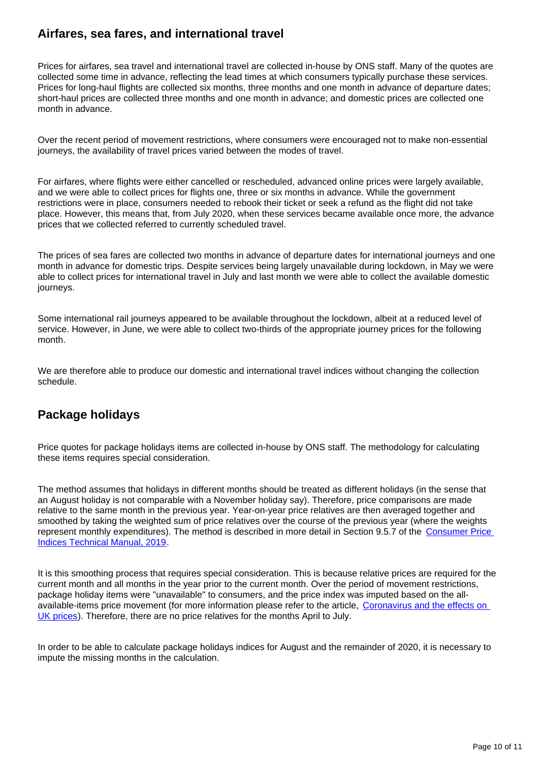## Airfares, sea fares, and international travel

Prices for airfares, sea travel and international travel are collected in-house by ONS staff. Many of the quotes are collected some time in advance, reflecting the lead times at which consumers typically purchase these services. Prices for long-haul flights are collected six months, three months and one month in advance of departure dates; short-haul prices are collected three months and one month in advance; and domestic prices are collected one month in advance.

Over the recent period of movement restrictions, where consumers were encouraged not to make non-essential journeys, the availability of travel prices varied between the modes of travel.

For airfares, where flights were either cancelled or rescheduled, advanced online prices were largely available, and we were able to collect prices for flights one, three or six months in advance. While the government restrictions were in place, consumers needed to rebook their ticket or seek a refund as the flight did not take place. However, this means that, from July 2020, when these services became available once more, the advance prices that we collected referred to currently scheduled travel.

The prices of sea fares are collected two months in advance of departure dates for international journeys and one month in advance for domestic trips. Despite services being largely unavailable during lockdown, in May we were able to collect prices for international travel in July and last month we were able to collect the available domestic journeys.

Some international rail journeys appeared to be available throughout the lockdown, albeit at a reduced level of service. However, in June, we were able to collect two-thirds of the appropriate journey prices for the following month.

We are therefore able to produce our domestic and international travel indices without changing the collection schedule.

## Package holidays

Price quotes for package holidays items are collected in-house by ONS staff. The methodology for calculating these items requires special consideration.

The method assumes that holidays in different months should be treated as different holidays (in the sense that an August holiday is not comparable with a November holiday say). Therefore, price comparisons are made relative to the same month in the previous year. Year-on-year price relatives are then averaged together and smoothed by taking the weighted sum of price relatives over the course of the previous year (where the weights represent monthly expenditures). The method is described in more detail in Section 9.5.7 of the [Consumer Price Indices Technical Manual, 2019](#).

It is this smoothing process that requires special consideration. This is because relative prices are required for the current month and all months in the year prior to the current month. Over the period of movement restrictions, package holiday items were "unavailable" to consumers, and the price index was imputed based on the all-available-items price movement (for more information please refer to the article, [Coronavirus and the effects on UK prices](#)). Therefore, there are no price relatives for the months April to July.

In order to be able to calculate package holidays indices for August and the remainder of 2020, it is necessary to impute the missing months in the calculation.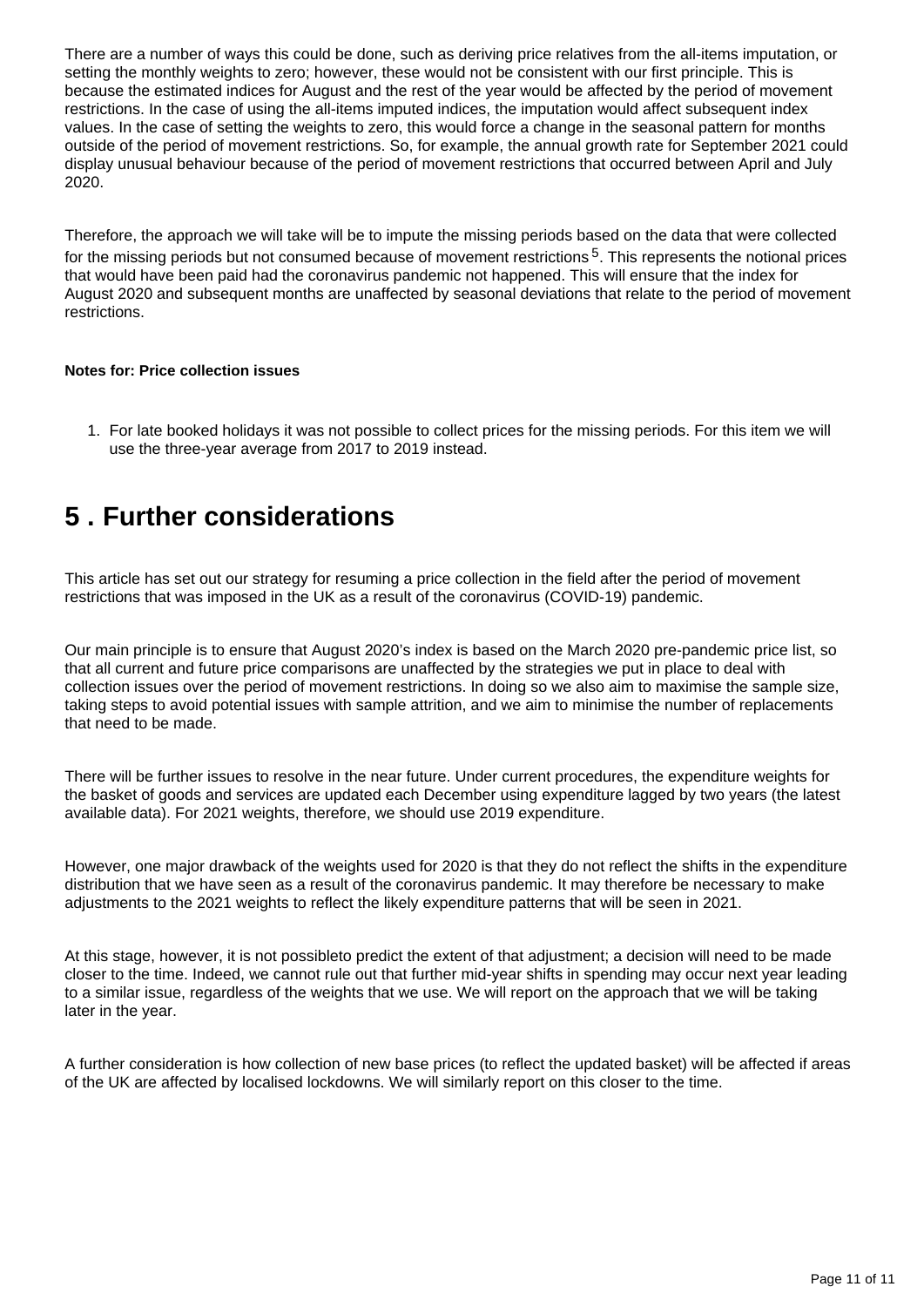There are a number of ways this could be done, such as deriving price relatives from the all-items imputation, or setting the monthly weights to zero; however, these would not be consistent with our first principle. This is because the estimated indices for August and the rest of the year would be affected by the period of movement restrictions. In the case of using the all-items imputed indices, the imputation would affect subsequent index values. In the case of setting the weights to zero, this would force a change in the seasonal pattern for months outside of the period of movement restrictions. So, for example, the annual growth rate for September 2021 could display unusual behaviour because of the period of movement restrictions that occurred between April and July 2020.

Therefore, the approach we will take will be to impute the missing periods based on the data that were collected for the missing periods but not consumed because of movement restrictions [5]. This represents the notional prices that would have been paid had the coronavirus pandemic not happened. This will ensure that the index for August 2020 and subsequent months are unaffected by seasonal deviations that relate to the period of movement restrictions.

**Notes for: Price collection issues**

1. For late booked holidays it was not possible to collect prices for the missing periods. For this item we will use the three-year average from 2017 to 2019 instead.

## 5 . Further considerations

This article has set out our strategy for resuming a price collection in the field after the period of movement restrictions that was imposed in the UK as a result of the coronavirus (COVID-19) pandemic.

Our main principle is to ensure that August 2020's index is based on the March 2020 pre-pandemic price list, so that all current and future price comparisons are unaffected by the strategies we put in place to deal with collection issues over the period of movement restrictions. In doing so we also aim to maximise the sample size, taking steps to avoid potential issues with sample attrition, and we aim to minimise the number of replacements that need to be made.

There will be further issues to resolve in the near future. Under current procedures, the expenditure weights for the basket of goods and services are updated each December using expenditure lagged by two years (the latest available data). For 2021 weights, therefore, we should use 2019 expenditure.

However, one major drawback of the weights used for 2020 is that they do not reflect the shifts in the expenditure distribution that we have seen as a result of the coronavirus pandemic. It may therefore be necessary to make adjustments to the 2021 weights to reflect the likely expenditure patterns that will be seen in 2021.

At this stage, however, it is not possibleto predict the extent of that adjustment; a decision will need to be made closer to the time. Indeed, we cannot rule out that further mid-year shifts in spending may occur next year leading to a similar issue, regardless of the weights that we use. We will report on the approach that we will be taking later in the year.

A further consideration is how collection of new base prices (to reflect the updated basket) will be affected if areas of the UK are affected by localised lockdowns. We will similarly report on this closer to the time.